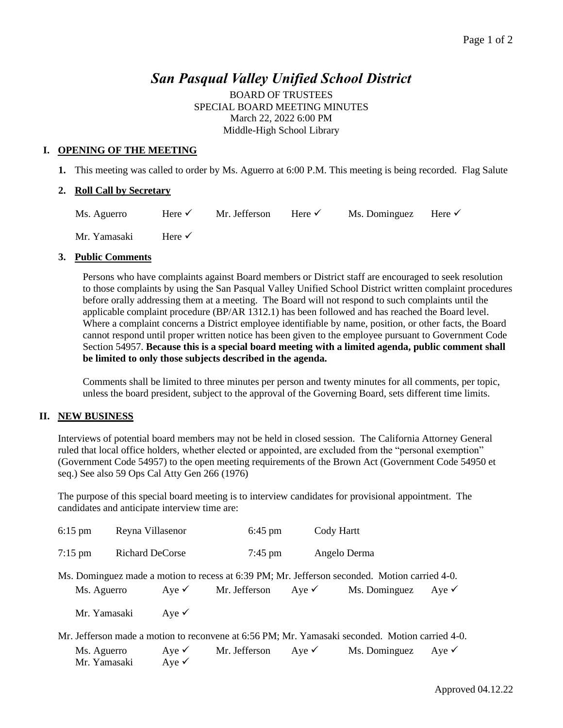# *San Pasqual Valley Unified School District*

BOARD OF TRUSTEES
SPECIAL BOARD MEETING MINUTES
March 22, 2022 6:00 PM
Middle-High School Library

## I. OPENING OF THE MEETING

**1.** This meeting was called to order by Ms. Aguerro at 6:00 P.M. This meeting is being recorded. Flag Salute

**2. Roll Call by Secretary**

| | | | | | |
|---|---|---|---|---|---|
| Ms. Aguerro | Here ✓ | Mr. Jefferson | Here ✓ | Ms. Dominguez | Here ✓ |
| Mr. Yamasaki | Here ✓ | | | | |

**3. Public Comments**

Persons who have complaints against Board members or District staff are encouraged to seek resolution to those complaints by using the San Pasqual Valley Unified School District written complaint procedures before orally addressing them at a meeting. The Board will not respond to such complaints until the applicable complaint procedure (BP/AR 1312.1) has been followed and has reached the Board level. Where a complaint concerns a District employee identifiable by name, position, or other facts, the Board cannot respond until proper written notice has been given to the employee pursuant to Government Code Section 54957. **Because this is a special board meeting with a limited agenda, public comment shall be limited to only those subjects described in the agenda.**

Comments shall be limited to three minutes per person and twenty minutes for all comments, per topic, unless the board president, subject to the approval of the Governing Board, sets different time limits.

## II. NEW BUSINESS

Interviews of potential board members may not be held in closed session. The California Attorney General ruled that local office holders, whether elected or appointed, are excluded from the "personal exemption" (Government Code 54957) to the open meeting requirements of the Brown Act (Government Code 54950 et seq.) See also 59 Ops Cal Atty Gen 266 (1976)

The purpose of this special board meeting is to interview candidates for provisional appointment. The candidates and anticipate interview time are:

| | | | |
|---|---|---|---|
| 6:15 pm | Reyna Villasenor | 6:45 pm | Cody Hartt |
| 7:15 pm | Richard DeCorse | 7:45 pm | Angelo Derma |

Ms. Dominguez made a motion to recess at 6:39 PM; Mr. Jefferson seconded. Motion carried 4-0.

| | | | | | |
|---|---|---|---|---|---|
| Ms. Aguerro | Aye ✓ | Mr. Jefferson | Aye ✓ | Ms. Dominguez | Aye ✓ |
| Mr. Yamasaki | Aye ✓ | | | | |

Mr. Jefferson made a motion to reconvene at 6:56 PM; Mr. Yamasaki seconded. Motion carried 4-0.

| | | | | | |
|---|---|---|---|---|---|
| Ms. Aguerro | Aye ✓ | Mr. Jefferson | Aye ✓ | Ms. Dominguez | Aye ✓ |
| Mr. Yamasaki | Aye ✓ | | | | |

Approved 04.12.22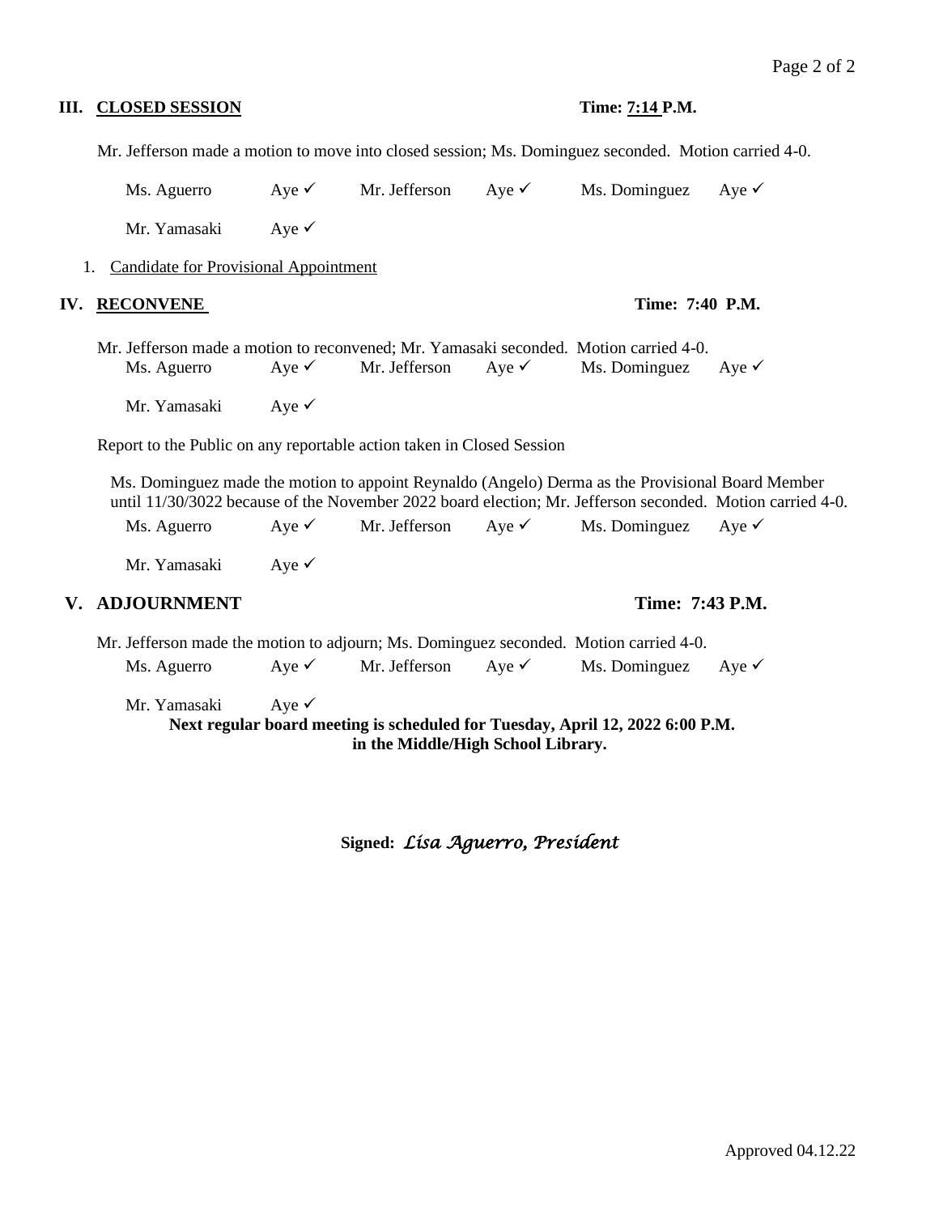**III. CLOSED SESSION** **Time: 7:14 P.M.**

Mr. Jefferson made a motion to move into closed session; Ms. Dominguez seconded. Motion carried 4-0.

| | | | | | |
|---|---|---|---|---|---|
| Ms. Aguerro | Aye ✓ | Mr. Jefferson | Aye ✓ | Ms. Dominguez | Aye ✓ |
| Mr. Yamasaki | Aye ✓ | | | | |

1. Candidate for Provisional Appointment

**IV. RECONVENE** **Time: 7:40 P.M.**

Mr. Jefferson made a motion to reconvened; Mr. Yamasaki seconded. Motion carried 4-0.

| | | | | | |
|---|---|---|---|---|---|
| Ms. Aguerro | Aye ✓ | Mr. Jefferson | Aye ✓ | Ms. Dominguez | Aye ✓ |
| Mr. Yamasaki | Aye ✓ | | | | |

Report to the Public on any reportable action taken in Closed Session

Ms. Dominguez made the motion to appoint Reynaldo (Angelo) Derma as the Provisional Board Member until 11/30/3022 because of the November 2022 board election; Mr. Jefferson seconded. Motion carried 4-0.

| | | | | | |
|---|---|---|---|---|---|
| Ms. Aguerro | Aye ✓ | Mr. Jefferson | Aye ✓ | Ms. Dominguez | Aye ✓ |
| Mr. Yamasaki | Aye ✓ | | | | |

**V. ADJOURNMENT** **Time: 7:43 P.M.**

Mr. Jefferson made the motion to adjourn; Ms. Dominguez seconded. Motion carried 4-0.

| | | | | | |
|---|---|---|---|---|---|
| Ms. Aguerro | Aye ✓ | Mr. Jefferson | Aye ✓ | Ms. Dominguez | Aye ✓ |
| Mr. Yamasaki | Aye ✓ | | | | |

**Next regular board meeting is scheduled for Tuesday, April 12, 2022 6:00 P.M. in the Middle/High School Library.**

**Signed:** *Lisa Aguerro, President*

Approved 04.12.22